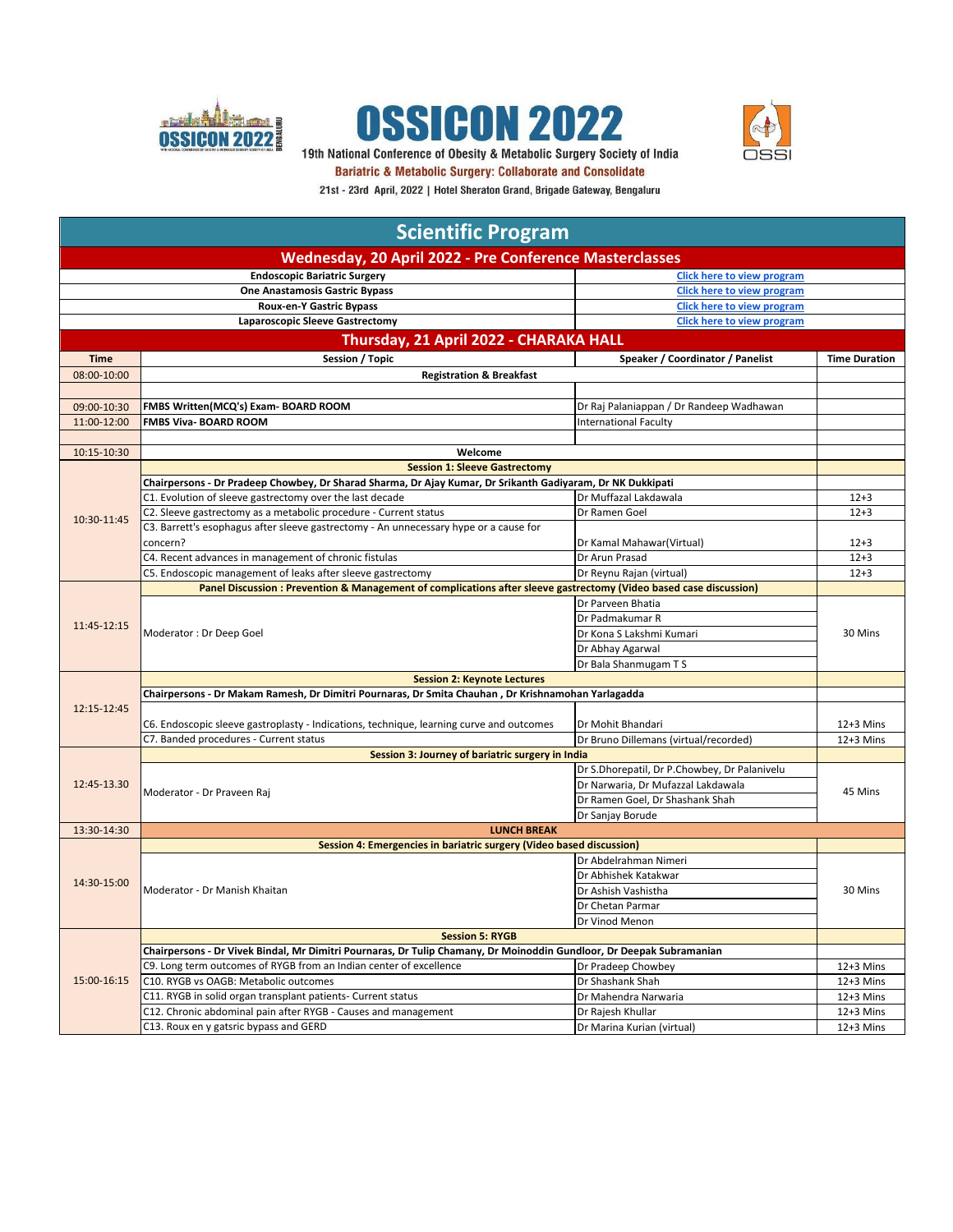# OSSICON 2022

19th National Conference of Obesity & Metabolic Surgery Society of India

**Bariatric & Metabolic Surgery: Collaborate and Consolidate**

21st - 23rd April, 2022 | Hotel Sheraton Grand, Brigade Gateway, Bengaluru

## Scientific Program

### Wednesday, 20 April 2022 - Pre Conference Masterclasses

| Masterclass | Program |
|---|---|
| **Endoscopic Bariatric Surgery** | Click here to view program |
| **One Anastamosis Gastric Bypass** | Click here to view program |
| **Roux-en-Y Gastric Bypass** | Click here to view program |
| **Laparoscopic Sleeve Gastrectomy** | Click here to view program |

### Thursday, 21 April 2022 - CHARAKA HALL

| Time | Session / Topic | Speaker / Coordinator / Panelist | Time Duration |
|---|---|---|---|
| 08:00-10:00 | **Registration & Breakfast** | | |
| | | | |
| 09:00-10:30 | **FMBS Written(MCQ's) Exam- BOARD ROOM** | Dr Raj Palaniappan / Dr Randeep Wadhawan | |
| 11:00-12:00 | **FMBS Viva- BOARD ROOM** | International Faculty | |
| | | | |
| 10:15-10:30 | **Welcome** | | |
| 10:30-11:45 | **Session 1: Sleeve Gastrectomy** | | |
| | **Chairpersons - Dr Pradeep Chowbey, Dr Sharad Sharma, Dr Ajay Kumar, Dr Srikanth Gadiyaram, Dr NK Dukkipati** | | |
| | C1. Evolution of sleeve gastrectomy over the last decade | Dr Muffazal Lakdawala | 12+3 |
| | C2. Sleeve gastrectomy as a metabolic procedure - Current status | Dr Ramen Goel | 12+3 |
| | C3. Barrett's esophagus after sleeve gastrectomy - An unnecessary hype or a cause for concern? | Dr Kamal Mahawar(Virtual) | 12+3 |
| | C4. Recent advances in management of chronic fistulas | Dr Arun Prasad | 12+3 |
| | C5. Endoscopic management of leaks after sleeve gastrectomy | Dr Reynu Rajan (virtual) | 12+3 |
| 11:45-12:15 | **Panel Discussion : Prevention & Management of complications after sleeve gastrectomy (Video based case discussion)** | | |
| | Moderator : Dr Deep Goel | Dr Parveen Bhatia<br>Dr Padmakumar R<br>Dr Kona S Lakshmi Kumari<br>Dr Abhay Agarwal<br>Dr Bala Shanmugam T S | 30 Mins |
| 12:15-12:45 | **Session 2: Keynote Lectures** | | |
| | **Chairpersons - Dr Makam Ramesh, Dr Dimitri Pournaras, Dr Smita Chauhan , Dr Krishnamohan Yarlagadda** | | |
| | C6. Endoscopic sleeve gastroplasty - Indications, technique, learning curve and outcomes | Dr Mohit Bhandari | 12+3 Mins |
| | C7. Banded procedures - Current status | Dr Bruno Dillemans (virtual/recorded) | 12+3 Mins |
| 12:45-13.30 | **Session 3: Journey of bariatric surgery in India** | | |
| | Moderator - Dr Praveen Raj | Dr S.Dhorepatil, Dr P.Chowbey, Dr Palanivelu<br>Dr Narwaria, Dr Mufazzal Lakdawala<br>Dr Ramen Goel, Dr Shashank Shah<br>Dr Sanjay Borude | 45 Mins |
| 13:30-14:30 | **LUNCH BREAK** | | |
| 14:30-15:00 | **Session 4: Emergencies in bariatric surgery (Video based discussion)** | | |
| | Moderator - Dr Manish Khaitan | Dr Abdelrahman Nimeri<br>Dr Abhishek Katakwar<br>Dr Ashish Vashistha<br>Dr Chetan Parmar<br>Dr Vinod Menon | 30 Mins |
| 15:00-16:15 | **Session 5: RYGB** | | |
| | **Chairpersons - Dr Vivek Bindal, Mr Dimitri Pournaras, Dr Tulip Chamany, Dr Moinoddin Gundloor, Dr Deepak Subramanian** | | |
| | C9. Long term outcomes of RYGB from an Indian center of excellence | Dr Pradeep Chowbey | 12+3 Mins |
| | C10. RYGB vs OAGB: Metabolic outcomes | Dr Shashank Shah | 12+3 Mins |
| | C11. RYGB in solid organ transplant patients- Current status | Dr Mahendra Narwaria | 12+3 Mins |
| | C12. Chronic abdominal pain after RYGB - Causes and management | Dr Rajesh Khullar | 12+3 Mins |
| | C13. Roux en y gatsric bypass and GERD | Dr Marina Kurian (virtual) | 12+3 Mins |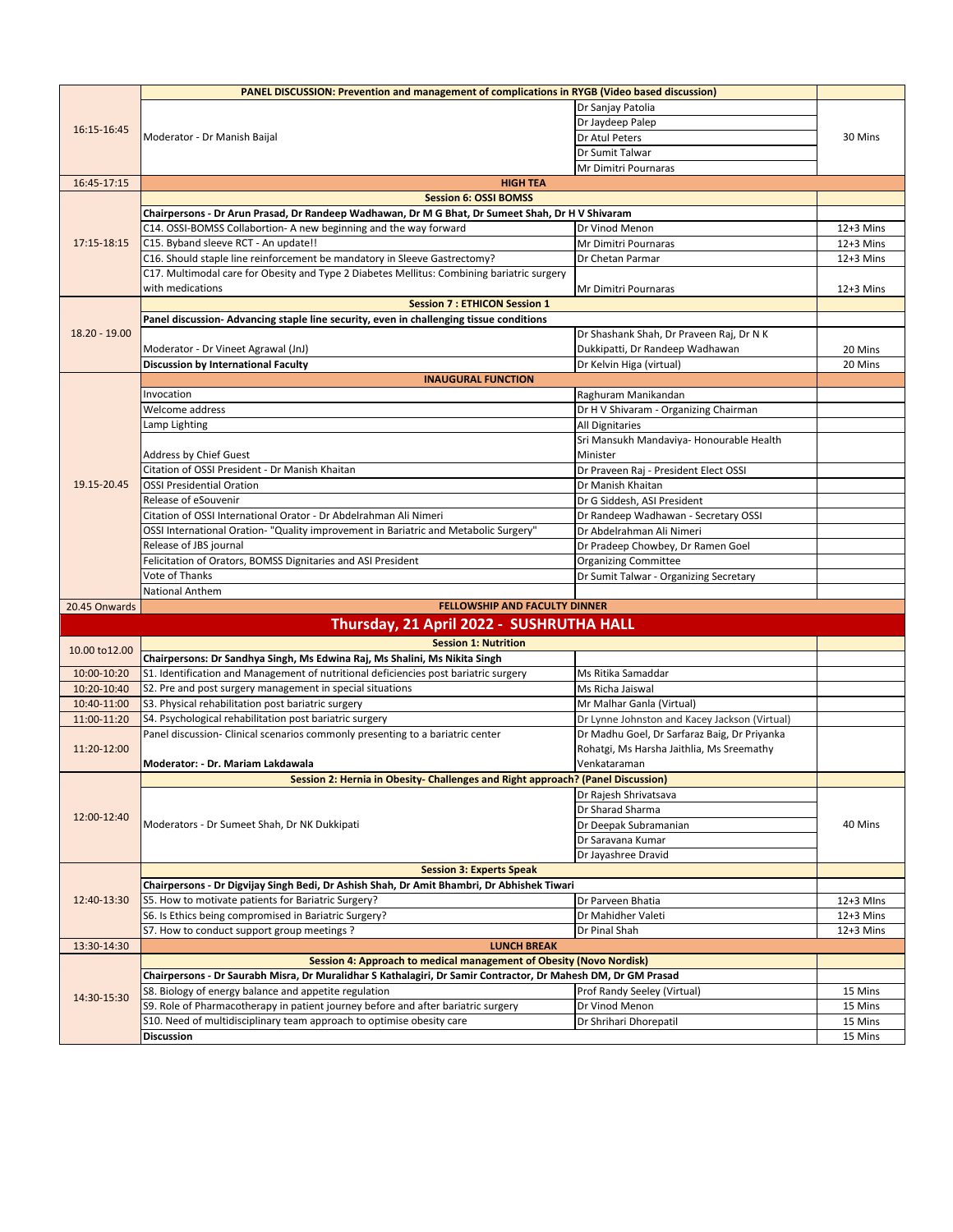| Time | Topic | Speaker | Duration |
|---|---|---|---|
| 16:15-16:45 | **PANEL DISCUSSION: Prevention and management of complications in RYGB (Video based discussion)** | | |
| | Moderator - Dr Manish Baijal | Dr Sanjay Patolia | 30 Mins |
| | | Dr Jaydeep Palep | |
| | | Dr Atul Peters | |
| | | Dr Sumit Talwar | |
| | | Mr Dimitri Pournaras | |
| 16:45-17:15 | **HIGH TEA** | | |
| 17:15-18:15 | **Session 6: OSSI BOMSS** | | |
| | **Chairpersons - Dr Arun Prasad, Dr Randeep Wadhawan, Dr M G Bhat, Dr Sumeet Shah, Dr H V Shivaram** | | |
| | C14. OSSI-BOMSS Collabortion- A new beginning and the way forward | Dr Vinod Menon | 12+3 Mins |
| | C15. Byband sleeve RCT - An update!! | Mr Dimitri Pournaras | 12+3 Mins |
| | C16. Should staple line reinforcement be mandatory in Sleeve Gastrectomy? | Dr Chetan Parmar | 12+3 Mins |
| | C17. Multimodal care for Obesity and Type 2 Diabetes Mellitus: Combining bariatric surgery with medications | Mr Dimitri Pournaras | 12+3 Mins |
| 18.20 - 19.00 | **Session 7 : ETHICON Session 1** | | |
| | **Panel discussion- Advancing staple line security, even in challenging tissue conditions** | | |
| | Moderator - Dr Vineet Agrawal (JnJ) | Dr Shashank Shah, Dr Praveen Raj, Dr N K Dukkipatti, Dr Randeep Wadhawan | 20 Mins |
| | **Discussion by International Faculty** | Dr Kelvin Higa (virtual) | 20 Mins |
| 19.15-20.45 | **INAUGURAL FUNCTION** | | |
| | Invocation | Raghuram Manikandan | |
| | Welcome address | Dr H V Shivaram - Organizing Chairman | |
| | Lamp Lighting | All Dignitaries | |
| | Address by Chief Guest | Sri Mansukh Mandaviya- Honourable Health Minister | |
| | Citation of OSSI President - Dr Manish Khaitan | Dr Praveen Raj - President Elect OSSI | |
| | OSSI Presidential Oration | Dr Manish Khaitan | |
| | Release of eSouvenir | Dr G Siddesh, ASI President | |
| | Citation of OSSI International Orator - Dr Abdelrahman Ali Nimeri | Dr Randeep Wadhawan - Secretary OSSI | |
| | OSSI International Oration- "Quality improvement in Bariatric and Metabolic Surgery" | Dr Abdelrahman Ali Nimeri | |
| | Release of JBS journal | Dr Pradeep Chowbey, Dr Ramen Goel | |
| | Felicitation of Orators, BOMSS Dignitaries and ASI President | Organizing Committee | |
| | Vote of Thanks | Dr Sumit Talwar - Organizing Secretary | |
| | National Anthem | | |
| 20.45 Onwards | **FELLOWSHIP AND FACULTY DINNER** | | |

## Thursday, 21 April 2022 - SUSHRUTHA HALL

| Time | Topic | Speaker | Duration |
|---|---|---|---|
| 10.00 to12.00 | **Session 1: Nutrition** | | |
| | **Chairpersons: Dr Sandhya Singh, Ms Edwina Raj, Ms Shalini, Ms Nikita Singh** | | |
| 10:00-10:20 | S1. Identification and Management of nutritional deficiencies post bariatric surgery | Ms Ritika Samaddar | |
| 10:20-10:40 | S2. Pre and post surgery management in special situations | Ms Richa Jaiswal | |
| 10:40-11:00 | S3. Physical rehabilitation post bariatric surgery | Mr Malhar Ganla (Virtual) | |
| 11:00-11:20 | S4. Psychological rehabilitation post bariatric surgery | Dr Lynne Johnston and Kacey Jackson (Virtual) | |
| 11:20-12:00 | Panel discussion- Clinical scenarios commonly presenting to a bariatric center<br>**Moderator: - Dr. Mariam Lakdawala** | Dr Madhu Goel, Dr Sarfaraz Baig, Dr Priyanka Rohatgi, Ms Harsha Jaithlia, Ms Sreemathy Venkataraman | |
| 12:00-12:40 | **Session 2: Hernia in Obesity- Challenges and Right approach? (Panel Discussion)** | | |
| | Moderators - Dr Sumeet Shah, Dr NK Dukkipati | Dr Rajesh Shrivatsava | 40 Mins |
| | | Dr Sharad Sharma | |
| | | Dr Deepak Subramanian | |
| | | Dr Saravana Kumar | |
| | | Dr Jayashree Dravid | |
| 12:40-13:30 | **Session 3: Experts Speak** | | |
| | **Chairpersons - Dr Digvijay Singh Bedi, Dr Ashish Shah, Dr Amit Bhambri, Dr Abhishek Tiwari** | | |
| | S5. How to motivate patients for Bariatric Surgery? | Dr Parveen Bhatia | 12+3 MIns |
| | S6. Is Ethics being compromised in Bariatric Surgery? | Dr Mahidher Valeti | 12+3 Mins |
| | S7. How to conduct support group meetings ? | Dr Pinal Shah | 12+3 Mins |
| 13:30-14:30 | **LUNCH BREAK** | | |
| 14:30-15:30 | **Session 4: Approach to medical management of Obesity (Novo Nordisk)** | | |
| | **Chairpersons - Dr Saurabh Misra, Dr Muralidhar S Kathalagiri, Dr Samir Contractor, Dr Mahesh DM, Dr GM Prasad** | | |
| | S8. Biology of energy balance and appetite regulation | Prof Randy Seeley (Virtual) | 15 Mins |
| | S9. Role of Pharmacotherapy in patient journey before and after bariatric surgery | Dr Vinod Menon | 15 Mins |
| | S10. Need of multidisciplinary team approach to optimise obesity care | Dr Shrihari Dhorepatil | 15 Mins |
| | **Discussion** | | 15 Mins |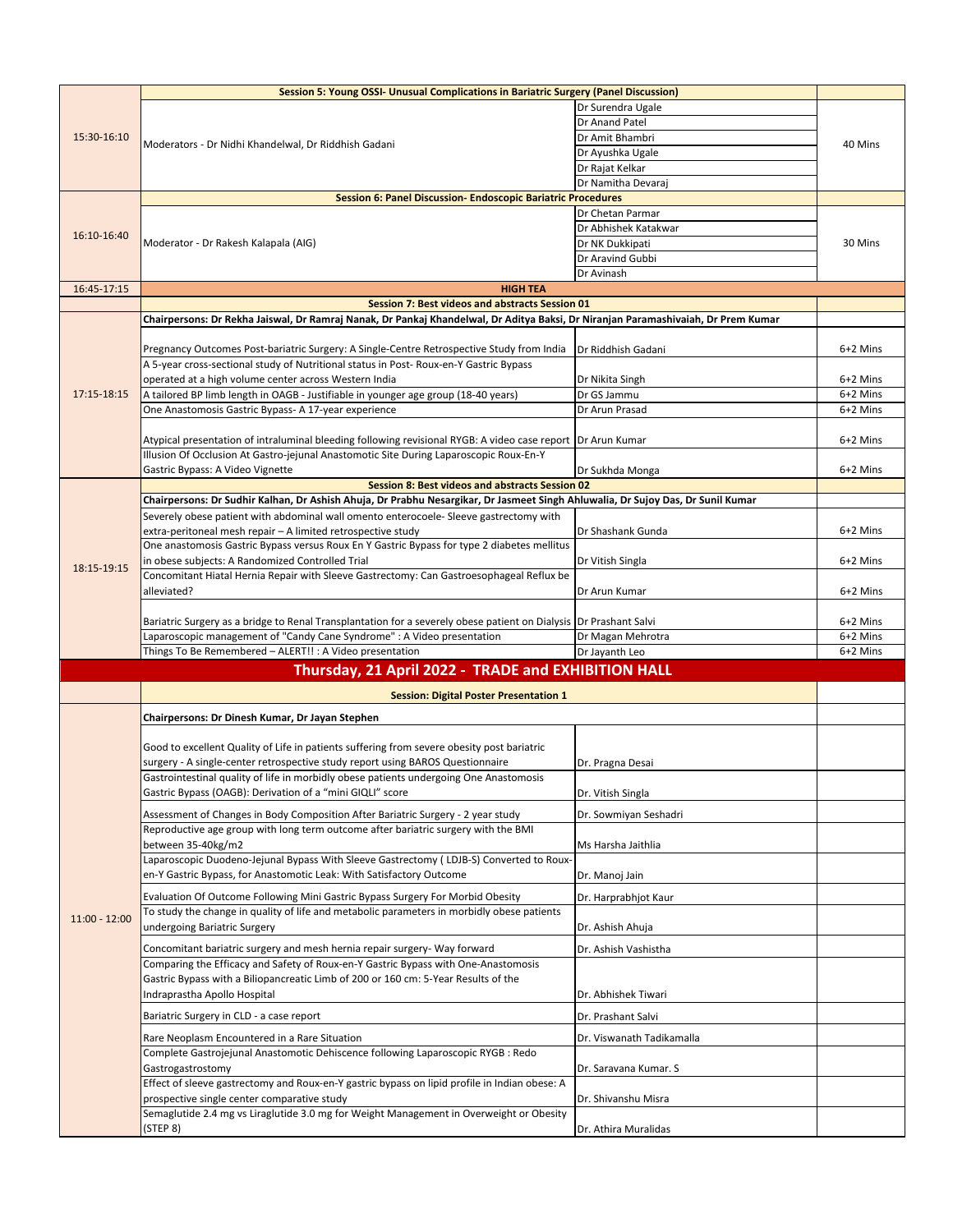| Time | Topic | Speaker | Duration |
|---|---|---|---|
| | **Session 5: Young OSSI- Unusual Complications in Bariatric Surgery (Panel Discussion)** | | |
| 15:30-16:10 | Moderators - Dr Nidhi Khandelwal, Dr Riddhish Gadani | Dr Surendra Ugale | 40 Mins |
| | | Dr Anand Patel | |
| | | Dr Amit Bhambri | |
| | | Dr Ayushka Ugale | |
| | | Dr Rajat Kelkar | |
| | | Dr Namitha Devaraj | |
| | **Session 6: Panel Discussion- Endoscopic Bariatric Procedures** | | |
| 16:10-16:40 | Moderator - Dr Rakesh Kalapala (AIG) | Dr Chetan Parmar | 30 Mins |
| | | Dr Abhishek Katakwar | |
| | | Dr NK Dukkipati | |
| | | Dr Aravind Gubbi | |
| | | Dr Avinash | |
| 16:45-17:15 | **HIGH TEA** | | |
| | **Session 7: Best videos and abstracts Session 01** | | |
| | **Chairpersons: Dr Rekha Jaiswal, Dr Ramraj Nanak, Dr Pankaj Khandelwal, Dr Aditya Baksi, Dr Niranjan Paramashivaiah, Dr Prem Kumar** | | |
| 17:15-18:15 | Pregnancy Outcomes Post-bariatric Surgery: A Single-Centre Retrospective Study from India | Dr Riddhish Gadani | 6+2 Mins |
| | A 5-year cross-sectional study of Nutritional status in Post- Roux-en-Y Gastric Bypass operated at a high volume center across Western India | Dr Nikita Singh | 6+2 Mins |
| | A tailored BP limb length in OAGB - Justifiable in younger age group (18-40 years) | Dr GS Jammu | 6+2 Mins |
| | One Anastomosis Gastric Bypass- A 17-year experience | Dr Arun Prasad | 6+2 Mins |
| | Atypical presentation of intraluminal bleeding following revisional RYGB: A video case report | Dr Arun Kumar | 6+2 Mins |
| | Illusion Of Occlusion At Gastro-jejunal Anastomotic Site During Laparoscopic Roux-En-Y Gastric Bypass: A Video Vignette | Dr Sukhda Monga | 6+2 Mins |
| | **Session 8: Best videos and abstracts Session 02** | | |
| | **Chairpersons: Dr Sudhir Kalhan, Dr Ashish Ahuja, Dr Prabhu Nesargikar, Dr Jasmeet Singh Ahluwalia, Dr Sujoy Das, Dr Sunil Kumar** | | |
| 18:15-19:15 | Severely obese patient with abdominal wall omento enterocoele- Sleeve gastrectomy with extra-peritoneal mesh repair – A limited retrospective study | Dr Shashank Gunda | 6+2 Mins |
| | One anastomosis Gastric Bypass versus Roux En Y Gastric Bypass for type 2 diabetes mellitus in obese subjects: A Randomized Controlled Trial | Dr Vitish Singla | 6+2 Mins |
| | Concomitant Hiatal Hernia Repair with Sleeve Gastrectomy: Can Gastroesophageal Reflux be alleviated? | Dr Arun Kumar | 6+2 Mins |
| | Bariatric Surgery as a bridge to Renal Transplantation for a severely obese patient on Dialysis | Dr Prashant Salvi | 6+2 Mins |
| | Laparoscopic management of "Candy Cane Syndrome" : A Video presentation | Dr Magan Mehrotra | 6+2 Mins |
| | Things To Be Remembered – ALERT!! : A Video presentation | Dr Jayanth Leo | 6+2 Mins |

## Thursday, 21 April 2022 - TRADE and EXHIBITION HALL

| Time | Topic | Speaker | |
|---|---|---|---|
| | **Session: Digital Poster Presentation 1** | | |
| | **Chairpersons: Dr Dinesh Kumar, Dr Jayan Stephen** | | |
| 11:00 - 12:00 | Good to excellent Quality of Life in patients suffering from severe obesity post bariatric surgery - A single-center retrospective study report using BAROS Questionnaire | Dr. Pragna Desai | |
| | Gastrointestinal quality of life in morbidly obese patients undergoing One Anastomosis Gastric Bypass (OAGB): Derivation of a "mini GIQLI" score | Dr. Vitish Singla | |
| | Assessment of Changes in Body Composition After Bariatric Surgery - 2 year study | Dr. Sowmiyan Seshadri | |
| | Reproductive age group with long term outcome after bariatric surgery with the BMI between 35-40kg/m2 | Ms Harsha Jaithlia | |
| | Laparoscopic Duodeno-Jejunal Bypass With Sleeve Gastrectomy ( LDJB-S) Converted to Roux-en-Y Gastric Bypass, for Anastomotic Leak: With Satisfactory Outcome | Dr. Manoj Jain | |
| | Evaluation Of Outcome Following Mini Gastric Bypass Surgery For Morbid Obesity | Dr. Harprabhjot Kaur | |
| | To study the change in quality of life and metabolic parameters in morbidly obese patients undergoing Bariatric Surgery | Dr. Ashish Ahuja | |
| | Concomitant bariatric surgery and mesh hernia repair surgery- Way forward | Dr. Ashish Vashistha | |
| | Comparing the Efficacy and Safety of Roux-en-Y Gastric Bypass with One-Anastomosis Gastric Bypass with a Biliopancreatic Limb of 200 or 160 cm: 5-Year Results of the Indraprastha Apollo Hospital | Dr. Abhishek Tiwari | |
| | Bariatric Surgery in CLD - a case report | Dr. Prashant Salvi | |
| | Rare Neoplasm Encountered in a Rare Situation | Dr. Viswanath Tadikamalla | |
| | Complete Gastrojejunal Anastomotic Dehiscence following Laparoscopic RYGB : Redo Gastrogastrostomy | Dr. Saravana Kumar. S | |
| | Effect of sleeve gastrectomy and Roux-en-Y gastric bypass on lipid profile in Indian obese: A prospective single center comparative study | Dr. Shivanshu Misra | |
| | Semaglutide 2.4 mg vs Liraglutide 3.0 mg for Weight Management in Overweight or Obesity (STEP 8) | Dr. Athira Muralidas | |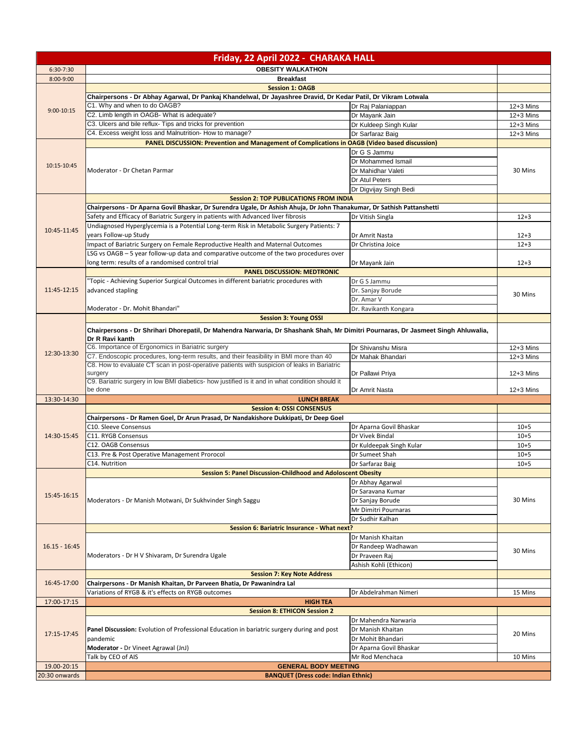| Friday, 22 April 2022 - CHARAKA HALL | | | |
|---|---|---|---|
| 6:30-7:30 | **OBESITY WALKATHON** | | |
| 8:00-9:00 | **Breakfast** | | |
| 9:00-10:15 | **Session 1: OAGB** | | |
| | **Chairpersons - Dr Abhay Agarwal, Dr Pankaj Khandelwal, Dr Jayashree Dravid, Dr Kedar Patil, Dr Vikram Lotwala** | | |
| | C1. Why and when to do OAGB? | Dr Raj Palaniappan | 12+3 Mins |
| | C2. Limb length in OAGB- What is adequate? | Dr Mayank Jain | 12+3 Mins |
| | C3. Ulcers and bile reflux- Tips and tricks for prevention | Dr Kuldeep Singh Kular | 12+3 Mins |
| | C4. Excess weight loss and Malnutrition- How to manage? | Dr Sarfaraz Baig | 12+3 Mins |
| 10:15-10:45 | **PANEL DISCUSSION: Prevention and Management of Complications in OAGB (Video based discussion)** | | |
| | Moderator - Dr Chetan Parmar | Dr G S Jammu<br>Dr Mohammed Ismail<br>Dr Mahidhar Valeti<br>Dr Atul Peters<br>Dr Digvijay Singh Bedi | 30 Mins |
| 10:45-11:45 | **Session 2: TOP PUBLICATIONS FROM INDIA** | | |
| | **Chairpersons - Dr Aparna Govil Bhaskar, Dr Surendra Ugale, Dr Ashish Ahuja, Dr John Thanakumar, Dr Sathish Pattanshetti** | | |
| | Safety and Efficacy of Bariatric Surgery in patients with Advanced liver fibrosis | Dr Vitish Singla | 12+3 |
| | Undiagnosed Hyperglycemia is a Potential Long-term Risk in Metabolic Surgery Patients: 7 years Follow-up Study | Dr Amrit Nasta | 12+3 |
| | Impact of Bariatric Surgery on Female Reproductive Health and Maternal Outcomes | Dr Christina Joice | 12+3 |
| | LSG vs OAGB – 5 year follow-up data and comparative outcome of the two procedures over long term: results of a randomised control trial | Dr Mayank Jain | 12+3 |
| 11:45-12:15 | **PANEL DISCUSSION: MEDTRONIC** | | |
| | "Topic - Achieving Superior Surgical Outcomes in different bariatric procedures with advanced stapling<br><br>Moderator - Dr. Mohit Bhandari" | Dr G S Jammu<br>Dr. Sanjay Borude<br>Dr. Amar V<br>Dr. Ravikanth Kongara | 30 Mins |
| 12:30-13:30 | **Session 3: Young OSSI** | | |
| | **Chairpersons - Dr Shrihari Dhorepatil, Dr Mahendra Narwaria, Dr Shashank Shah, Mr Dimitri Pournaras, Dr Jasmeet Singh Ahluwalia, Dr R Ravi kanth** | | |
| | C6. Importance of Ergonomics in Bariatric surgery | Dr Shivanshu Misra | 12+3 Mins |
| | C7. Endoscopic procedures, long-term results, and their feasibility in BMI more than 40 | Dr Mahak Bhandari | 12+3 Mins |
| | C8. How to evaluate CT scan in post-operative patients with suspicion of leaks in Bariatric surgery | Dr Pallawi Priya | 12+3 Mins |
| | C9. Bariatric surgery in low BMI diabetics- how justified is it and in what condition should it be done | Dr Amrit Nasta | 12+3 Mins |
| 13:30-14:30 | **LUNCH BREAK** | | |
| 14:30-15:45 | **Session 4: OSSI CONSENSUS** | | |
| | **Chairpersons - Dr Ramen Goel, Dr Arun Prasad, Dr Nandakishore Dukkipati, Dr Deep Goel** | | |
| | C10. Sleeve Consensus | Dr Aparna Govil Bhaskar | 10+5 |
| | C11. RYGB Consensus | Dr Vivek Bindal | 10+5 |
| | C12. OAGB Consensus | Dr Kuldeepak Singh Kular | 10+5 |
| | C13. Pre & Post Operative Management Prorocol | Dr Sumeet Shah | 10+5 |
| | C14. Nutrition | Dr Sarfaraz Baig | 10+5 |
| 15:45-16:15 | **Session 5: Panel Discussion-Childhood and Adoloscent Obesity** | | |
| | Moderators - Dr Manish Motwani, Dr Sukhvinder Singh Saggu | Dr Abhay Agarwal<br>Dr Saravana Kumar<br>Dr Sanjay Borude<br>Mr Dimitri Pournaras<br>Dr Sudhir Kalhan | 30 Mins |
| 16.15 - 16:45 | **Session 6: Bariatric Insurance - What next?** | | |
| | Moderators - Dr H V Shivaram, Dr Surendra Ugale | Dr Manish Khaitan<br>Dr Randeep Wadhawan<br>Dr Praveen Raj<br>Ashish Kohli (Ethicon) | 30 Mins |
| 16:45-17:00 | **Session 7: Key Note Address** | | |
| | **Chairpersons - Dr Manish Khaitan, Dr Parveen Bhatia, Dr Pawanindra Lal** | | |
| | Variations of RYGB & it's effects on RYGB outcomes | Dr Abdelrahman Nimeri | 15 Mins |
| 17:00-17:15 | **HIGH TEA** | | |
| 17:15-17:45 | **Session 8: ETHICON Session 2** | | |
| | **Panel Discussion:** Evolution of Professional Education in bariatric surgery during and post pandemic<br>**Moderator -** Dr Vineet Agrawal (JnJ) | Dr Mahendra Narwaria<br>Dr Manish Khaitan<br>Dr Mohit Bhandari<br>Dr Aparna Govil Bhaskar | 20 Mins |
| | Talk by CEO of AIS | Mr Rod Menchaca | 10 Mins |
| 19.00-20:15 | **GENERAL BODY MEETING** | | |
| 20:30 onwards | **BANQUET (Dress code: Indian Ethnic)** | | |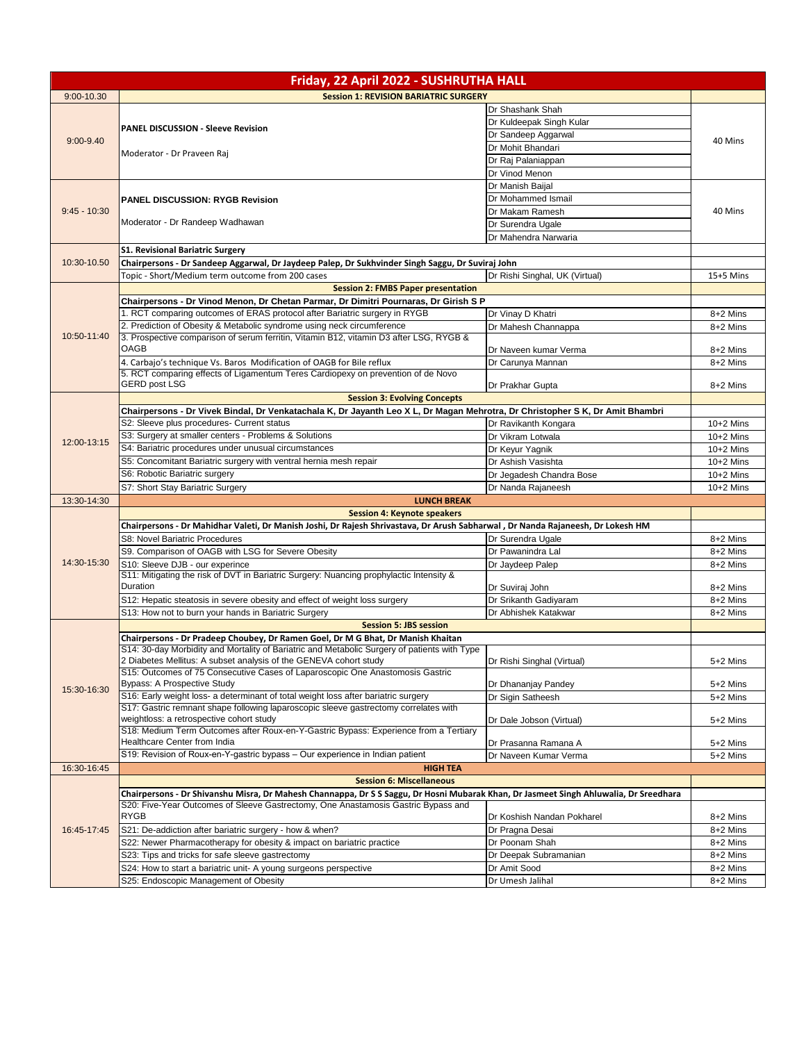# Friday, 22 April 2022 - SUSHRUTHA HALL

| Time | Topic | Speaker | Duration |
|---|---|---|---|
| 9:00-10.30 | **Session 1: REVISION BARIATRIC SURGERY** | | |
| 9:00-9.40 | **PANEL DISCUSSION - Sleeve Revision**<br><br>Moderator - Dr Praveen Raj | Dr Shashank Shah<br>Dr Kuldeepak Singh Kular<br>Dr Sandeep Aggarwal<br>Dr Mohit Bhandari<br>Dr Raj Palaniappan<br>Dr Vinod Menon | 40 Mins |
| 9:45 - 10:30 | **PANEL DISCUSSION: RYGB Revision**<br><br>Moderator - Dr Randeep Wadhawan | Dr Manish Baijal<br>Dr Mohammed Ismail<br>Dr Makam Ramesh<br>Dr Surendra Ugale<br>Dr Mahendra Narwaria | 40 Mins |
| 10:30-10.50 | **S1. Revisional Bariatric Surgery** | | |
| | **Chairpersons - Dr Sandeep Aggarwal, Dr Jaydeep Palep, Dr Sukhvinder Singh Saggu, Dr Suviraj John** | | |
| | Topic - Short/Medium term outcome from 200 cases | Dr Rishi Singhal, UK (Virtual) | 15+5 Mins |
| 10:50-11:40 | **Session 2: FMBS Paper presentation** | | |
| | **Chairpersons - Dr Vinod Menon, Dr Chetan Parmar, Dr Dimitri Pournaras, Dr Girish S P** | | |
| | 1. RCT comparing outcomes of ERAS protocol after Bariatric surgery in RYGB | Dr Vinay D Khatri | 8+2 Mins |
| | 2. Prediction of Obesity & Metabolic syndrome using neck circumference | Dr Mahesh Channappa | 8+2 Mins |
| | 3. Prospective comparison of serum ferritin, Vitamin B12, vitamin D3 after LSG, RYGB & OAGB | Dr Naveen kumar Verma | 8+2 Mins |
| | 4. Carbajo's technique Vs. Baros Modification of OAGB for Bile reflux | Dr Carunya Mannan | 8+2 Mins |
| | 5. RCT comparing effects of Ligamentum Teres Cardiopexy on prevention of de Novo GERD post LSG | Dr Prakhar Gupta | 8+2 Mins |
| 12:00-13:15 | **Session 3: Evolving Concepts** | | |
| | **Chairpersons - Dr Vivek Bindal, Dr Venkatachala K, Dr Jayanth Leo X L, Dr Magan Mehrotra, Dr Christopher S K, Dr Amit Bhambri** | | |
| | S2: Sleeve plus procedures- Current status | Dr Ravikanth Kongara | 10+2 Mins |
| | S3: Surgery at smaller centers - Problems & Solutions | Dr Vikram Lotwala | 10+2 Mins |
| | S4: Bariatric procedures under unusual circumstances | Dr Keyur Yagnik | 10+2 Mins |
| | S5: Concomitant Bariatric surgery with ventral hernia mesh repair | Dr Ashish Vasishta | 10+2 Mins |
| | S6: Robotic Bariatric surgery | Dr Jegadesh Chandra Bose | 10+2 Mins |
| | S7: Short Stay Bariatric Surgery | Dr Nanda Rajaneesh | 10+2 Mins |
| 13:30-14:30 | **LUNCH BREAK** | | |
| 14:30-15:30 | **Session 4: Keynote speakers** | | |
| | **Chairpersons - Dr Mahidhar Valeti, Dr Manish Joshi, Dr Rajesh Shrivastava, Dr Arush Sabharwal , Dr Nanda Rajaneesh, Dr Lokesh HM** | | |
| | S8: Novel Bariatric Procedures | Dr Surendra Ugale | 8+2 Mins |
| | S9. Comparison of OAGB with LSG for Severe Obesity | Dr Pawanindra Lal | 8+2 Mins |
| | S10: Sleeve DJB - our experince | Dr Jaydeep Palep | 8+2 Mins |
| | S11: Mitigating the risk of DVT in Bariatric Surgery: Nuancing prophylactic Intensity & Duration | Dr Suviraj John | 8+2 Mins |
| | S12: Hepatic steatosis in severe obesity and effect of weight loss surgery | Dr Srikanth Gadiyaram | 8+2 Mins |
| | S13: How not to burn your hands in Bariatric Surgery | Dr Abhishek Katakwar | 8+2 Mins |
| 15:30-16:30 | **Session 5: JBS session** | | |
| | **Chairpersons - Dr Pradeep Choubey, Dr Ramen Goel, Dr M G Bhat, Dr Manish Khaitan** | | |
| | S14: 30-day Morbidity and Mortality of Bariatric and Metabolic Surgery of patients with Type 2 Diabetes Mellitus: A subset analysis of the GENEVA cohort study | Dr Rishi Singhal (Virtual) | 5+2 Mins |
| | S15: Outcomes of 75 Consecutive Cases of Laparoscopic One Anastomosis Gastric Bypass: A Prospective Study | Dr Dhananjay Pandey | 5+2 Mins |
| | S16: Early weight loss- a determinant of total weight loss after bariatric surgery | Dr Sigin Satheesh | 5+2 Mins |
| | S17: Gastric remnant shape following laparoscopic sleeve gastrectomy correlates with weightloss: a retrospective cohort study | Dr Dale Jobson (Virtual) | 5+2 Mins |
| | S18: Medium Term Outcomes after Roux-en-Y-Gastric Bypass: Experience from a Tertiary Healthcare Center from India | Dr Prasanna Ramana A | 5+2 Mins |
| | S19: Revision of Roux-en-Y-gastric bypass – Our experience in Indian patient | Dr Naveen Kumar Verma | 5+2 Mins |
| 16:30-16:45 | **HIGH TEA** | | |
| 16:45-17:45 | **Session 6: Miscellaneous** | | |
| | **Chairpersons - Dr Shivanshu Misra, Dr Mahesh Channappa, Dr S S Saggu, Dr Hosni Mubarak Khan, Dr Jasmeet Singh Ahluwalia, Dr Sreedhara** | | |
| | S20: Five-Year Outcomes of Sleeve Gastrectomy, One Anastamosis Gastric Bypass and RYGB | Dr Koshish Nandan Pokharel | 8+2 Mins |
| | S21: De-addiction after bariatric surgery - how & when? | Dr Pragna Desai | 8+2 Mins |
| | S22: Newer Pharmacotherapy for obesity & impact on bariatric practice | Dr Poonam Shah | 8+2 Mins |
| | S23: Tips and tricks for safe sleeve gastrectomy | Dr Deepak Subramanian | 8+2 Mins |
| | S24: How to start a bariatric unit- A young surgeons perspective | Dr Amit Sood | 8+2 Mins |
| | S25: Endoscopic Management of Obesity | Dr Umesh Jalihal | 8+2 Mins |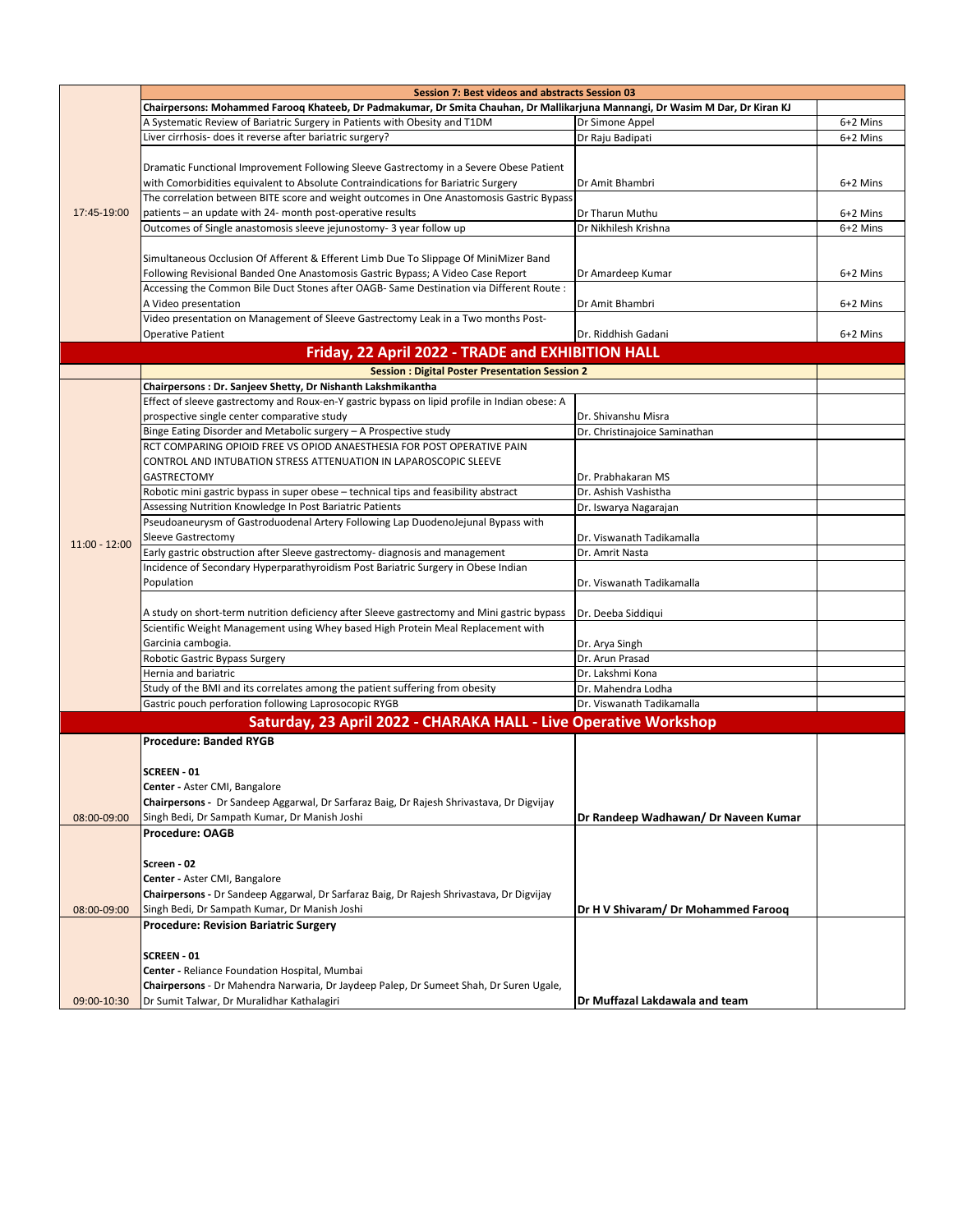| | | | |
|---|---|---|---|
| 17:45-19:00 | **Session 7: Best videos and abstracts Session 03** | | |
| | **Chairpersons: Mohammed Farooq Khateeb, Dr Padmakumar, Dr Smita Chauhan, Dr Mallikarjuna Mannangi, Dr Wasim M Dar, Dr Kiran KJ** | | |
| | A Systematic Review of Bariatric Surgery in Patients with Obesity and T1DM | Dr Simone Appel | 6+2 Mins |
| | Liver cirrhosis- does it reverse after bariatric surgery? | Dr Raju Badipati | 6+2 Mins |
| | Dramatic Functional Improvement Following Sleeve Gastrectomy in a Severe Obese Patient with Comorbidities equivalent to Absolute Contraindications for Bariatric Surgery | Dr Amit Bhambri | 6+2 Mins |
| | The correlation between BITE score and weight outcomes in One Anastomosis Gastric Bypass patients – an update with 24- month post-operative results | Dr Tharun Muthu | 6+2 Mins |
| | Outcomes of Single anastomosis sleeve jejunostomy- 3 year follow up | Dr Nikhilesh Krishna | 6+2 Mins |
| | Simultaneous Occlusion Of Afferent & Efferent Limb Due To Slippage Of MiniMizer Band Following Revisional Banded One Anastomosis Gastric Bypass; A Video Case Report | Dr Amardeep Kumar | 6+2 Mins |
| | Accessing the Common Bile Duct Stones after OAGB- Same Destination via Different Route : A Video presentation | Dr Amit Bhambri | 6+2 Mins |
| | Video presentation on Management of Sleeve Gastrectomy Leak in a Two months Post-Operative Patient | Dr. Riddhish Gadani | 6+2 Mins |
| **Friday, 22 April 2022 - TRADE and EXHIBITION HALL** | | | |
| 11:00 - 12:00 | **Session : Digital Poster Presentation Session 2** | | |
| | **Chairpersons : Dr. Sanjeev Shetty, Dr Nishanth Lakshmikantha** | | |
| | Effect of sleeve gastrectomy and Roux-en-Y gastric bypass on lipid profile in Indian obese: A prospective single center comparative study | Dr. Shivanshu Misra | |
| | Binge Eating Disorder and Metabolic surgery – A Prospective study | Dr. Christinajoice Saminathan | |
| | RCT COMPARING OPIOID FREE VS OPIOD ANAESTHESIA FOR POST OPERATIVE PAIN CONTROL AND INTUBATION STRESS ATTENUATION IN LAPAROSCOPIC SLEEVE GASTRECTOMY | Dr. Prabhakaran MS | |
| | Robotic mini gastric bypass in super obese – technical tips and feasibility abstract | Dr. Ashish Vashistha | |
| | Assessing Nutrition Knowledge In Post Bariatric Patients | Dr. Iswarya Nagarajan | |
| | Pseudoaneurysm of Gastroduodenal Artery Following Lap DuodenoJejunal Bypass with Sleeve Gastrectomy | Dr. Viswanath Tadikamalla | |
| | Early gastric obstruction after Sleeve gastrectomy- diagnosis and management | Dr. Amrit Nasta | |
| | Incidence of Secondary Hyperparathyroidism Post Bariatric Surgery in Obese Indian Population | Dr. Viswanath Tadikamalla | |
| | A study on short-term nutrition deficiency after Sleeve gastrectomy and Mini gastric bypass | Dr. Deeba Siddiqui | |
| | Scientific Weight Management using Whey based High Protein Meal Replacement with Garcinia cambogia. | Dr. Arya Singh | |
| | Robotic Gastric Bypass Surgery | Dr. Arun Prasad | |
| | Hernia and bariatric | Dr. Lakshmi Kona | |
| | Study of the BMI and its correlates among the patient suffering from obesity | Dr. Mahendra Lodha | |
| | Gastric pouch perforation following Laprosocopic RYGB | Dr. Viswanath Tadikamalla | |
| **Saturday, 23 April 2022 - CHARAKA HALL - Live Operative Workshop** | | | |
| 08:00-09:00 | **Procedure: Banded RYGB**<br><br>**SCREEN - 01**<br>**Center -** Aster CMI, Bangalore<br>**Chairpersons -** Dr Sandeep Aggarwal, Dr Sarfaraz Baig, Dr Rajesh Shrivastava, Dr Digvijay Singh Bedi, Dr Sampath Kumar, Dr Manish Joshi | **Dr Randeep Wadhawan/ Dr Naveen Kumar** | |
| 08:00-09:00 | **Procedure: OAGB**<br><br>**Screen - 02**<br>**Center -** Aster CMI, Bangalore<br>**Chairpersons -** Dr Sandeep Aggarwal, Dr Sarfaraz Baig, Dr Rajesh Shrivastava, Dr Digvijay Singh Bedi, Dr Sampath Kumar, Dr Manish Joshi | **Dr H V Shivaram/ Dr Mohammed Farooq** | |
| 09:00-10:30 | **Procedure: Revision Bariatric Surgery**<br><br>**SCREEN - 01**<br>**Center -** Reliance Foundation Hospital, Mumbai<br>**Chairpersons** - Dr Mahendra Narwaria, Dr Jaydeep Palep, Dr Sumeet Shah, Dr Suren Ugale, Dr Sumit Talwar, Dr Muralidhar Kathalagiri | **Dr Muffazal Lakdawala and team** | |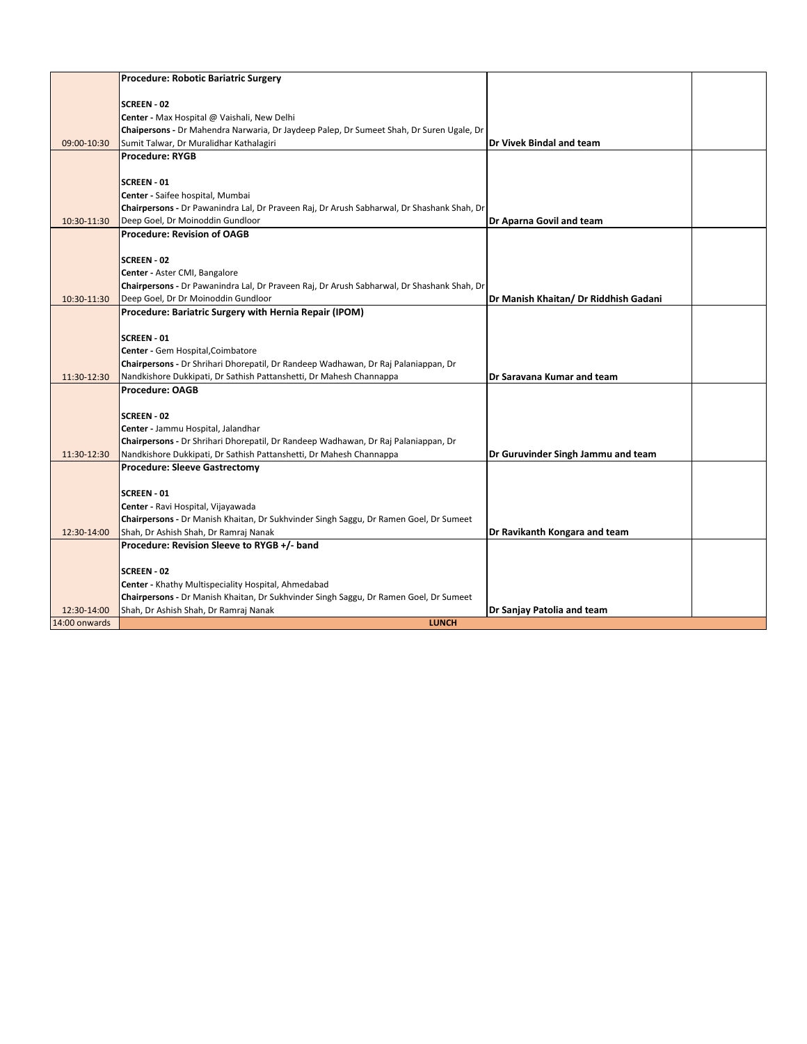| | | | |
|---|---|---|---|
| 09:00-10:30 | **Procedure: Robotic Bariatric Surgery**<br><br>**SCREEN - 02**<br>**Center -** Max Hospital @ Vaishali, New Delhi<br>**Chaipersons -** Dr Mahendra Narwaria, Dr Jaydeep Palep, Dr Sumeet Shah, Dr Suren Ugale, Dr Sumit Talwar, Dr Muralidhar Kathalagiri | **Dr Vivek Bindal and team** | |
| 10:30-11:30 | **Procedure: RYGB**<br><br>**SCREEN - 01**<br>**Center -** Saifee hospital, Mumbai<br>**Chairpersons -** Dr Pawanindra Lal, Dr Praveen Raj, Dr Arush Sabharwal, Dr Shashank Shah, Dr Deep Goel, Dr Dr Moinoddin Gundloor | **Dr Aparna Govil and team** | |
| 10:30-11:30 | **Procedure: Revision of OAGB**<br><br>**SCREEN - 02**<br>**Center -** Aster CMI, Bangalore<br>**Chairpersons -** Dr Pawanindra Lal, Dr Praveen Raj, Dr Arush Sabharwal, Dr Shashank Shah, Dr Deep Goel, Dr Dr Moinoddin Gundloor | **Dr Manish Khaitan/ Dr Riddhish Gadani** | |
| 11:30-12:30 | **Procedure: Bariatric Surgery with Hernia Repair (IPOM)**<br><br>**SCREEN - 01**<br>**Center -** Gem Hospital,Coimbatore<br>**Chairpersons -** Dr Shrihari Dhorepatil, Dr Randeep Wadhawan, Dr Raj Palaniappan, Dr Nandkishore Dukkipati, Dr Sathish Pattanshetti, Dr Mahesh Channappa | **Dr Saravana Kumar and team** | |
| 11:30-12:30 | **Procedure: OAGB**<br><br>**SCREEN - 02**<br>**Center -** Jammu Hospital, Jalandhar<br>**Chairpersons -** Dr Shrihari Dhorepatil, Dr Randeep Wadhawan, Dr Raj Palaniappan, Dr Nandkishore Dukkipati, Dr Sathish Pattanshetti, Dr Mahesh Channappa | **Dr Guruvinder Singh Jammu and team** | |
| 12:30-14:00 | **Procedure: Sleeve Gastrectomy**<br><br>**SCREEN - 01**<br>**Center -** Ravi Hospital, Vijayawada<br>**Chairpersons -** Dr Manish Khaitan, Dr Sukhvinder Singh Saggu, Dr Ramen Goel, Dr Sumeet Shah, Dr Ashish Shah, Dr Ramraj Nanak | **Dr Ravikanth Kongara and team** | |
| 12:30-14:00 | **Procedure: Revision Sleeve to RYGB +/- band**<br><br>**SCREEN - 02**<br>**Center -** Khathy Multispeciality Hospital, Ahmedabad<br>**Chairpersons -** Dr Manish Khaitan, Dr Sukhvinder Singh Saggu, Dr Ramen Goel, Dr Sumeet Shah, Dr Ashish Shah, Dr Ramraj Nanak | **Dr Sanjay Patolia and team** | |
| 14:00 onwards | **LUNCH** | | |